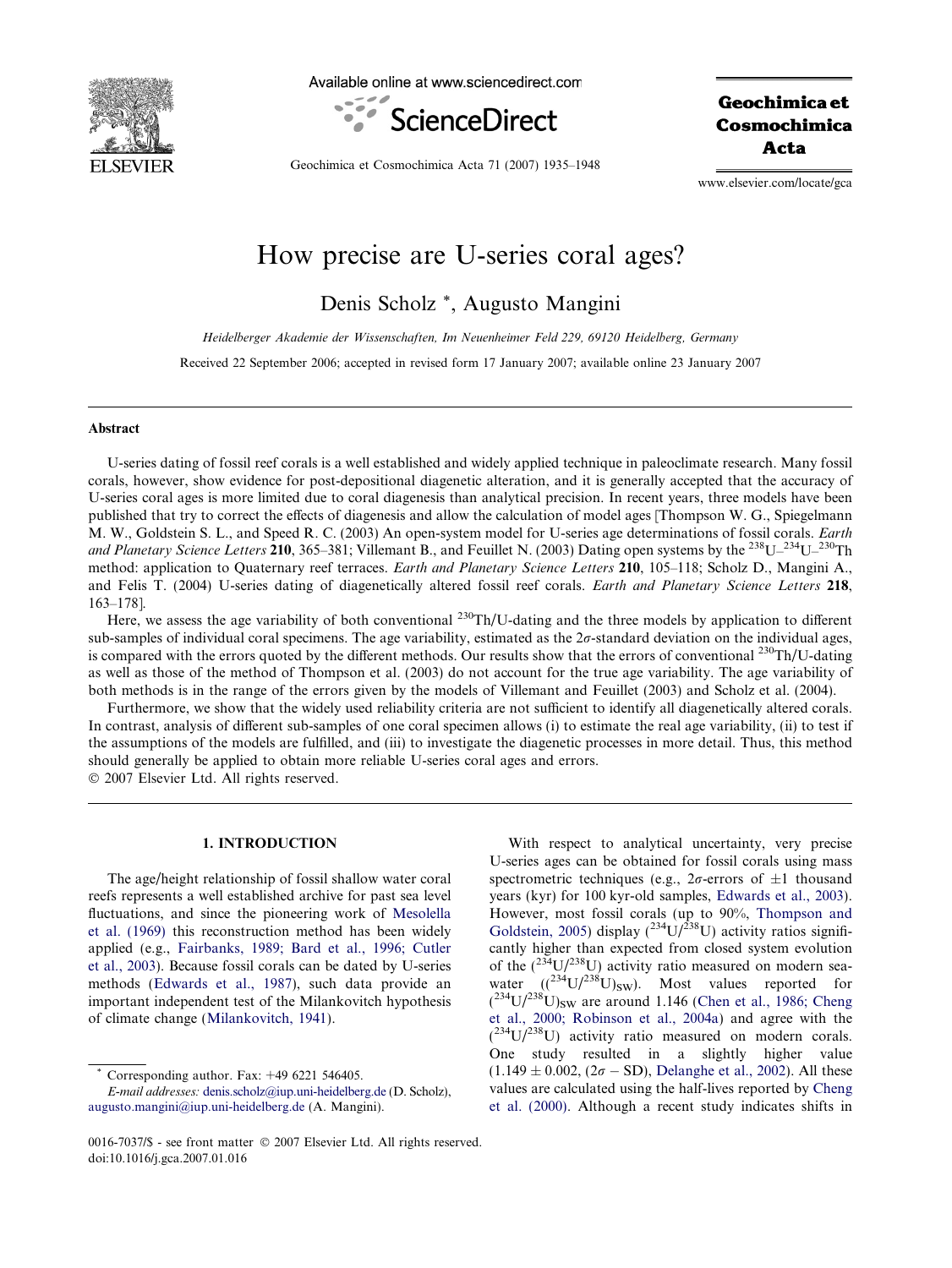# How precise are U-series coral ages?

Denis Scholz *, Augusto Mangini

*Heidelberger Akademie der Wissenschaften, Im Neuenheimer Feld 229, 69120 Heidelberg, Germany*

Received 22 September 2006; accepted in revised form 17 January 2007; available online 23 January 2007

## Abstract

U-series dating of fossil reef corals is a well established and widely applied technique in paleoclimate research. Many fossil corals, however, show evidence for post-depositional diagenetic alteration, and it is generally accepted that the accuracy of U-series coral ages is more limited due to coral diagenesis than analytical precision. In recent years, three models have been published that try to correct the effects of diagenesis and allow the calculation of model ages [Thompson W. G., Spiegelmann M. W., Goldstein S. L., and Speed R. C. (2003) An open-system model for U-series age determinations of fossil corals. *Earth and Planetary Science Letters* **210**, 365–381; Villemant B., and Feuillet N. (2003) Dating open systems by the $^{238}U$–$^{234}U$–$^{230}Th$ method: application to Quaternary reef terraces. *Earth and Planetary Science Letters* **210**, 105–118; Scholz D., Mangini A., and Felis T. (2004) U-series dating of diagenetically altered fossil reef corals. *Earth and Planetary Science Letters* **218**, 163–178].

Here, we assess the age variability of both conventional $^{230}Th/U$-dating and the three models by application to different sub-samples of individual coral specimens. The age variability, estimated as the $2\sigma$-standard deviation on the individual ages, is compared with the errors quoted by the different methods. Our results show that the errors of conventional $^{230}Th/U$-dating as well as those of the method of Thompson et al. (2003) do not account for the true age variability. The age variability of both methods is in the range of the errors given by the models of Villemant and Feuillet (2003) and Scholz et al. (2004).

Furthermore, we show that the widely used reliability criteria are not sufficient to identify all diagenetically altered corals. In contrast, analysis of different sub-samples of one coral specimen allows (i) to estimate the real age variability, (ii) to test if the assumptions of the models are fulfilled, and (iii) to investigate the diagenetic processes in more detail. Thus, this method should generally be applied to obtain more reliable U-series coral ages and errors.

© 2007 Elsevier Ltd. All rights reserved.

## 1. INTRODUCTION

The age/height relationship of fossil shallow water coral reefs represents a well established archive for past sea level fluctuations, and since the pioneering work of Mesolella et al. (1969) this reconstruction method has been widely applied (e.g., Fairbanks, 1989; Bard et al., 1996; Cutler et al., 2003). Because fossil corals can be dated by U-series methods (Edwards et al., 1987), such data provide an important independent test of the Milankovitch hypothesis of climate change (Milankovitch, 1941).

With respect to analytical uncertainty, very precise U-series ages can be obtained for fossil corals using mass spectrometric techniques (e.g., $2\sigma$-errors of $\pm 1$ thousand years (kyr) for 100 kyr-old samples, Edwards et al., 2003). However, most fossil corals (up to 90%, Thompson and Goldstein, 2005) display ($^{234}U/^{238}U$) activity ratios significantly higher than expected from closed system evolution of the ($^{234}U/^{238}U$) activity ratio measured on modern seawater (($^{234}U/^{238}U)_{SW}$). Most values reported for ($^{234}U/^{238}U)_{SW}$ are around 1.146 (Chen et al., 1986; Cheng et al., 2000; Robinson et al., 2004a) and agree with the ($^{234}U/^{238}U$) activity ratio measured on modern corals. One study resulted in a slightly higher value ($1.149 \pm 0.002$, ($2\sigma$ – SD), Delanghe et al., 2002). All these values are calculated using the half-lives reported by Cheng et al. (2000). Although a recent study indicates shifts in

\* Corresponding author. Fax: +49 6221 546405.
*E-mail addresses:* denis.scholz@iup.uni-heidelberg.de (D. Scholz), augusto.mangini@iup.uni-heidelberg.de (A. Mangini).

0016-7037/$ - see front matter © 2007 Elsevier Ltd. All rights reserved.
doi:10.1016/j.gca.2007.01.016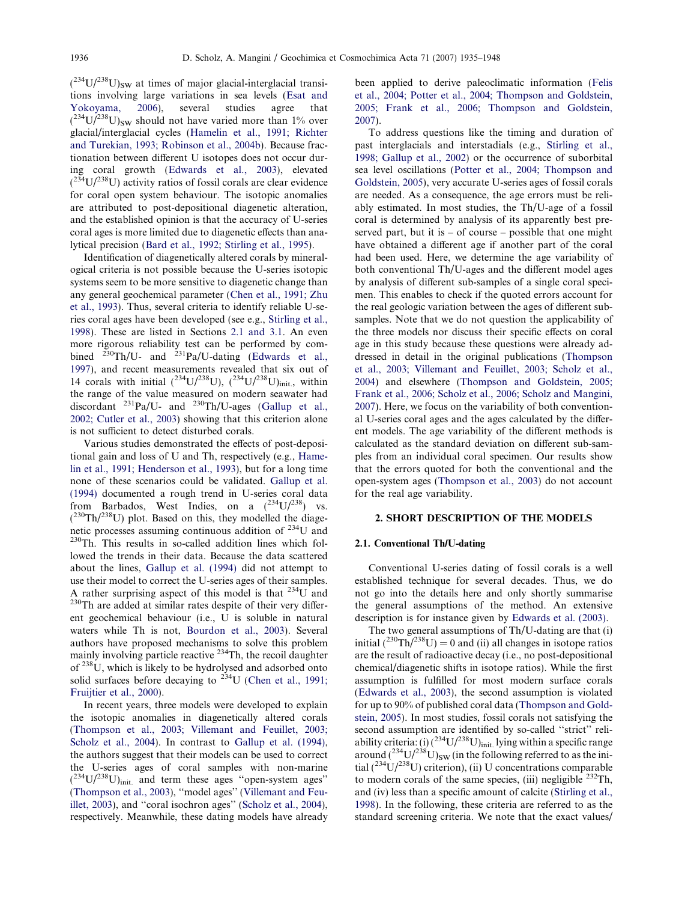$(^{234}U/^{238}U)_{SW}$ at times of major glacial-interglacial transitions involving large variations in sea levels (Esat and Yokoyama, 2006), several studies agree that $(^{234}U/^{238}U)_{SW}$ should not have varied more than 1% over glacial/interglacial cycles (Hamelin et al., 1991; Richter and Turekian, 1993; Robinson et al., 2004b). Because fractionation between different U isotopes does not occur during coral growth (Edwards et al., 2003), elevated $(^{234}U/^{238}U)$ activity ratios of fossil corals are clear evidence for coral open system behaviour. The isotopic anomalies are attributed to post-depositional diagenetic alteration, and the established opinion is that the accuracy of U-series coral ages is more limited due to diagenetic effects than analytical precision (Bard et al., 1992; Stirling et al., 1995).

Identification of diagenetically altered corals by mineralogical criteria is not possible because the U-series isotopic systems seem to be more sensitive to diagenetic change than any general geochemical parameter (Chen et al., 1991; Zhu et al., 1993). Thus, several criteria to identify reliable U-series coral ages have been developed (see e.g., Stirling et al., 1998). These are listed in Sections 2.1 and 3.1. An even more rigorous reliability test can be performed by combined $^{230}$Th/U- and $^{231}$Pa/U-dating (Edwards et al., 1997), and recent measurements revealed that six out of 14 corals with initial $(^{234}U/^{238}U)$, $(^{234}U/^{238}U)_{init.}$, within the range of the value measured on modern seawater had discordant $^{231}$Pa/U- and $^{230}$Th/U-ages (Gallup et al., 2002; Cutler et al., 2003) showing that this criterion alone is not sufficient to detect disturbed corals.

Various studies demonstrated the effects of post-depositional gain and loss of U and Th, respectively (e.g., Hamelin et al., 1991; Henderson et al., 1993), but for a long time none of these scenarios could be validated. Gallup et al. (1994) documented a rough trend in U-series coral data from Barbados, West Indies, on a $(^{234}U/^{238})$ vs. $(^{230}Th/^{238}U)$ plot. Based on this, they modelled the diagenetic processes assuming continuous addition of $^{234}$U and $^{230}$Th. This results in so-called addition lines which followed the trends in their data. Because the data scattered about the lines, Gallup et al. (1994) did not attempt to use their model to correct the U-series ages of their samples. A rather surprising aspect of this model is that $^{234}$U and $^{230}$Th are added at similar rates despite of their very different geochemical behaviour (i.e., U is soluble in natural waters while Th is not, Bourdon et al., 2003). Several authors have proposed mechanisms to solve this problem mainly involving particle reactive $^{234}$Th, the recoil daughter of $^{238}$U, which is likely to be hydrolysed and adsorbed onto solid surfaces before decaying to $^{234}$U (Chen et al., 1991; Fruijtier et al., 2000).

In recent years, three models were developed to explain the isotopic anomalies in diagenetically altered corals (Thompson et al., 2003; Villemant and Feuillet, 2003; Scholz et al., 2004). In contrast to Gallup et al. (1994), the authors suggest that their models can be used to correct the U-series ages of coral samples with non-marine $(^{234}U/^{238}U)_{init.}$ and term these ages "open-system ages" (Thompson et al., 2003), "model ages" (Villemant and Feuillet, 2003), and "coral isochron ages" (Scholz et al., 2004), respectively. Meanwhile, these dating models have already been applied to derive paleoclimatic information (Felis et al., 2004; Potter et al., 2004; Thompson and Goldstein, 2005; Frank et al., 2006; Thompson and Goldstein, 2007).

To address questions like the timing and duration of past interglacials and interstadials (e.g., Stirling et al., 1998; Gallup et al., 2002) or the occurrence of suborbital sea level oscillations (Potter et al., 2004; Thompson and Goldstein, 2005), very accurate U-series ages of fossil corals are needed. As a consequence, the age errors must be reliably estimated. In most studies, the Th/U-age of a fossil coral is determined by analysis of its apparently best preserved part, but it is – of course – possible that one might have obtained a different age if another part of the coral had been used. Here, we determine the age variability of both conventional Th/U-ages and the different model ages by analysis of different sub-samples of a single coral specimen. This enables to check if the quoted errors account for the real geologic variation between the ages of different sub-samples. Note that we do not question the applicability of the three models nor discuss their specific effects on coral age in this study because these questions were already addressed in detail in the original publications (Thompson et al., 2003; Villemant and Feuillet, 2003; Scholz et al., 2004) and elsewhere (Thompson and Goldstein, 2005; Frank et al., 2006; Scholz et al., 2006; Scholz and Mangini, 2007). Here, we focus on the variability of both conventional U-series coral ages and the ages calculated by the different models. The age variability of the different methods is calculated as the standard deviation on different sub-samples from an individual coral specimen. Our results show that the errors quoted for both the conventional and the open-system ages (Thompson et al., 2003) do not account for the real age variability.

## 2. SHORT DESCRIPTION OF THE MODELS

### 2.1. Conventional Th/U-dating

Conventional U-series dating of fossil corals is a well established technique for several decades. Thus, we do not go into the details here and only shortly summarise the general assumptions of the method. An extensive description is for instance given by Edwards et al. (2003).

The two general assumptions of Th/U-dating are that (i) initial $(^{230}Th/^{238}U) = 0$ and (ii) all changes in isotope ratios are the result of radioactive decay (i.e., no post-depositional chemical/diagenetic shifts in isotope ratios). While the first assumption is fulfilled for most modern surface corals (Edwards et al., 2003), the second assumption is violated for up to 90% of published coral data (Thompson and Goldstein, 2005). In most studies, fossil corals not satisfying the second assumption are identified by so-called "strict" reliability criteria: (i) $(^{234}U/^{238}U)_{init.}$ lying within a specific range around $(^{234}U/^{238}U)_{SW}$ (in the following referred to as the initial $(^{234}U/^{238}U)$ criterion), (ii) U concentrations comparable to modern corals of the same species, (iii) negligible $^{232}$Th, and (iv) less than a specific amount of calcite (Stirling et al., 1998). In the following, these criteria are referred to as the standard screening criteria. We note that the exact values/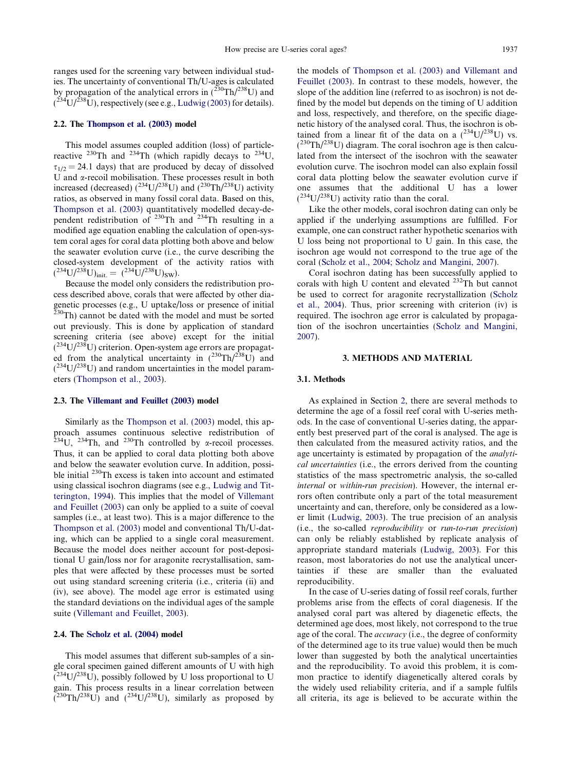ranges used for the screening vary between individual studies. The uncertainty of conventional Th/U-ages is calculated by propagation of the analytical errors in ($^{230}$Th/$^{238}$U) and ($^{234}$U/$^{238}$U), respectively (see e.g., Ludwig (2003) for details).

### 2.2. The Thompson et al. (2003) model

This model assumes coupled addition (loss) of particle-reactive $^{230}$Th and $^{234}$Th (which rapidly decays to $^{234}$U, $\tau_{1/2} = 24.1$ days) that are produced by decay of dissolved U and α-recoil mobilisation. These processes result in both increased (decreased) ($^{234}$U/$^{238}$U) and ($^{230}$Th/$^{238}$U) activity ratios, as observed in many fossil coral data. Based on this, Thompson et al. (2003) quantitatively modelled decay-dependent redistribution of $^{230}$Th and $^{234}$Th resulting in a modified age equation enabling the calculation of open-system coral ages for coral data plotting both above and below the seawater evolution curve (i.e., the curve describing the closed-system development of the activity ratios with $(^{234}\text{U}/^{238}\text{U})_{\text{init.}} = (^{234}\text{U}/^{238}\text{U})_{\text{SW}}$).

Because the model only considers the redistribution process described above, corals that were affected by other diagenetic processes (e.g., U uptake/loss or presence of initial $^{230}$Th) cannot be dated with the model and must be sorted out previously. This is done by application of standard screening criteria (see above) except for the initial ($^{234}$U/$^{238}$U) criterion. Open-system age errors are propagated from the analytical uncertainty in ($^{230}$Th/$^{238}$U) and ($^{234}$U/$^{238}$U) and random uncertainties in the model parameters (Thompson et al., 2003).

### 2.3. The Villemant and Feuillet (2003) model

Similarly as the Thompson et al. (2003) model, this approach assumes continuous selective redistribution of $^{234}$U, $^{234}$Th, and $^{230}$Th controlled by α-recoil processes. Thus, it can be applied to coral data plotting both above and below the seawater evolution curve. In addition, possible initial $^{230}$Th excess is taken into account and estimated using classical isochron diagrams (see e.g., Ludwig and Titterington, 1994). This implies that the model of Villemant and Feuillet (2003) can only be applied to a suite of coeval samples (i.e., at least two). This is a major difference to the Thompson et al. (2003) model and conventional Th/U-dating, which can be applied to a single coral measurement. Because the model does neither account for post-depositional U gain/loss nor for aragonite recrystallisation, samples that were affected by these processes must be sorted out using standard screening criteria (i.e., criteria (ii) and (iv), see above). The model age error is estimated using the standard deviations on the individual ages of the sample suite (Villemant and Feuillet, 2003).

### 2.4. The Scholz et al. (2004) model

This model assumes that different sub-samples of a single coral specimen gained different amounts of U with high ($^{234}$U/$^{238}$U), possibly followed by U loss proportional to U gain. This process results in a linear correlation between ($^{230}$Th/$^{238}$U) and ($^{234}$U/$^{238}$U), similarly as proposed by the models of Thompson et al. (2003) and Villemant and Feuillet (2003). In contrast to these models, however, the slope of the addition line (referred to as isochron) is not defined by the model but depends on the timing of U addition and loss, respectively, and therefore, on the specific diagenetic history of the analysed coral. Thus, the isochron is obtained from a linear fit of the data on a ($^{234}$U/$^{238}$U) vs. ($^{230}$Th/$^{238}$U) diagram. The coral isochron age is then calculated from the intersect of the isochron with the seawater evolution curve. The isochron model can also explain fossil coral data plotting below the seawater evolution curve if one assumes that the additional U has a lower ($^{234}$U/$^{238}$U) activity ratio than the coral.

Like the other models, coral isochron dating can only be applied if the underlying assumptions are fulfilled. For example, one can construct rather hypothetic scenarios with U loss being not proportional to U gain. In this case, the isochron age would not correspond to the true age of the coral (Scholz et al., 2004; Scholz and Mangini, 2007).

Coral isochron dating has been successfully applied to corals with high U content and elevated $^{232}$Th but cannot be used to correct for aragonite recrystallization (Scholz et al., 2004). Thus, prior screening with criterion (iv) is required. The isochron age error is calculated by propagation of the isochron uncertainties (Scholz and Mangini, 2007).

## 3. METHODS AND MATERIAL

### 3.1. Methods

As explained in Section 2, there are several methods to determine the age of a fossil reef coral with U-series methods. In the case of conventional U-series dating, the apparently best preserved part of the coral is analysed. The age is then calculated from the measured activity ratios, and the age uncertainty is estimated by propagation of the *analytical uncertainties* (i.e., the errors derived from the counting statistics of the mass spectrometric analysis, the so-called *internal* or *within-run precision*). However, the internal errors often contribute only a part of the total measurement uncertainty and can, therefore, only be considered as a lower limit (Ludwig, 2003). The true precision of an analysis (i.e., the so-called *reproducibility* or *run-to-run precision*) can only be reliably established by replicate analysis of appropriate standard materials (Ludwig, 2003). For this reason, most laboratories do not use the analytical uncertainties if these are smaller than the evaluated reproducibility.

In the case of U-series dating of fossil reef corals, further problems arise from the effects of coral diagenesis. If the analysed coral part was altered by diagenetic effects, the determined age does, most likely, not correspond to the true age of the coral. The *accuracy* (i.e., the degree of conformity of the determined age to its true value) would then be much lower than suggested by both the analytical uncertainties and the reproducibility. To avoid this problem, it is common practice to identify diagenetically altered corals by the widely used reliability criteria, and if a sample fulfils all criteria, its age is believed to be accurate within the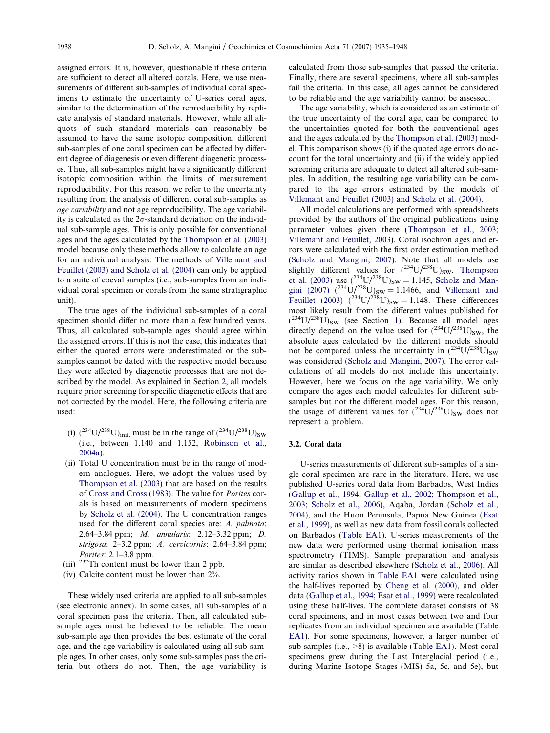assigned errors. It is, however, questionable if these criteria are sufficient to detect all altered corals. Here, we use measurements of different sub-samples of individual coral specimens to estimate the uncertainty of U-series coral ages, similar to the determination of the reproducibility by replicate analysis of standard materials. However, while all aliquots of such standard materials can reasonably be assumed to have the same isotopic composition, different sub-samples of one coral specimen can be affected by different degree of diagenesis or even different diagenetic processes. Thus, all sub-samples might have a significantly different isotopic composition within the limits of measurement reproducibility. For this reason, we refer to the uncertainty resulting from the analysis of different coral sub-samples as *age variability* and not age reproducibility. The age variability is calculated as the 2σ-standard deviation on the individual sub-sample ages. This is only possible for conventional ages and the ages calculated by the Thompson et al. (2003) model because only these methods allow to calculate an age for an individual analysis. The methods of Villemant and Feuillet (2003) and Scholz et al. (2004) can only be applied to a suite of coeval samples (i.e., sub-samples from an individual coral specimen or corals from the same stratigraphic unit).

The true ages of the individual sub-samples of a coral specimen should differ no more than a few hundred years. Thus, all calculated sub-sample ages should agree within the assigned errors. If this is not the case, this indicates that either the quoted errors were underestimated or the sub-samples cannot be dated with the respective model because they were affected by diagenetic processes that are not described by the model. As explained in Section 2, all models require prior screening for specific diagenetic effects that are not corrected by the model. Here, the following criteria are used:

- (i) $(^{234}U/^{238}U)_{init.}$ must be in the range of $(^{234}U/^{238}U)_{SW}$ (i.e., between 1.140 and 1.152, Robinson et al., 2004a).
- (ii) Total U concentration must be in the range of modern analogues. Here, we adopt the values used by Thompson et al. (2003) that are based on the results of Cross and Cross (1983). The value for *Porites* corals is based on measurements of modern specimens by Scholz et al. (2004). The U concentration ranges used for the different coral species are: *A. palmata*: 2.64–3.84 ppm; *M. annularis*: 2.12–3.32 ppm; *D. strigosa*: 2–3.2 ppm; *A. cervicornis*: 2.64–3.84 ppm; *Porites*: 2.1–3.8 ppm.
- (iii) $^{232}Th$ content must be lower than 2 ppb.
- (iv) Calcite content must be lower than 2%.

These widely used criteria are applied to all sub-samples (see electronic annex). In some cases, all sub-samples of a coral specimen pass the criteria. Then, all calculated sub-sample ages must be believed to be reliable. The mean sub-sample age then provides the best estimate of the coral age, and the age variability is calculated using all sub-sample ages. In other cases, only some sub-samples pass the criteria but others do not. Then, the age variability is calculated from those sub-samples that passed the criteria. Finally, there are several specimens, where all sub-samples fail the criteria. In this case, all ages cannot be considered to be reliable and the age variability cannot be assessed.

The age variability, which is considered as an estimate of the true uncertainty of the coral age, can be compared to the uncertainties quoted for both the conventional ages and the ages calculated by the Thompson et al. (2003) model. This comparison shows (i) if the quoted age errors do account for the total uncertainty and (ii) if the widely applied screening criteria are adequate to detect all altered sub-samples. In addition, the resulting age variability can be compared to the age errors estimated by the models of Villemant and Feuillet (2003) and Scholz et al. (2004).

All model calculations are performed with spreadsheets provided by the authors of the original publications using parameter values given there (Thompson et al., 2003; Villemant and Feuillet, 2003). Coral isochron ages and errors were calculated with the first order error estimation method (Scholz and Mangini, 2007). Note that all models use slightly different values for $(^{234}U/^{238}U)_{SW}$. Thompson et al. (2003) use $(^{234}U/^{238}U)_{SW} = 1.145$, Scholz and Mangini (2007) $(^{234}U/^{238}U)_{SW} = 1.1466$, and Villemant and Feuillet (2003) $(^{234}U/^{238}U)_{SW} = 1.148$. These differences most likely result from the different values published for $(^{234}U/^{238}U)_{SW}$ (see Section 1). Because all model ages directly depend on the value used for $(^{234}U/^{238}U)_{SW}$, the absolute ages calculated by the different models should not be compared unless the uncertainty in $(^{234}U/^{238}U)_{SW}$ was considered (Scholz and Mangini, 2007). The error calculations of all models do not include this uncertainty. However, here we focus on the age variability. We only compare the ages each model calculates for different sub-samples but not the different model ages. For this reason, the usage of different values for $(^{234}U/^{238}U)_{SW}$ does not represent a problem.

### 3.2. Coral data

U-series measurements of different sub-samples of a single coral specimen are rare in the literature. Here, we use published U-series coral data from Barbados, West Indies (Gallup et al., 1994; Gallup et al., 2002; Thompson et al., 2003; Scholz et al., 2006), Aqaba, Jordan (Scholz et al., 2004), and the Huon Peninsula, Papua New Guinea (Esat et al., 1999), as well as new data from fossil corals collected on Barbados (Table EA1). U-series measurements of the new data were performed using thermal ionisation mass spectrometry (TIMS). Sample preparation and analysis are similar as described elsewhere (Scholz et al., 2006). All activity ratios shown in Table EA1 were calculated using the half-lives reported by Cheng et al. (2000), and older data (Gallup et al., 1994; Esat et al., 1999) were recalculated using these half-lives. The complete dataset consists of 38 coral specimens, and in most cases between two and four replicates from an individual specimen are available (Table EA1). For some specimens, however, a larger number of sub-samples (i.e., >8) is available (Table EA1). Most coral specimens grew during the Last Interglacial period (i.e., during Marine Isotope Stages (MIS) 5a, 5c, and 5e), but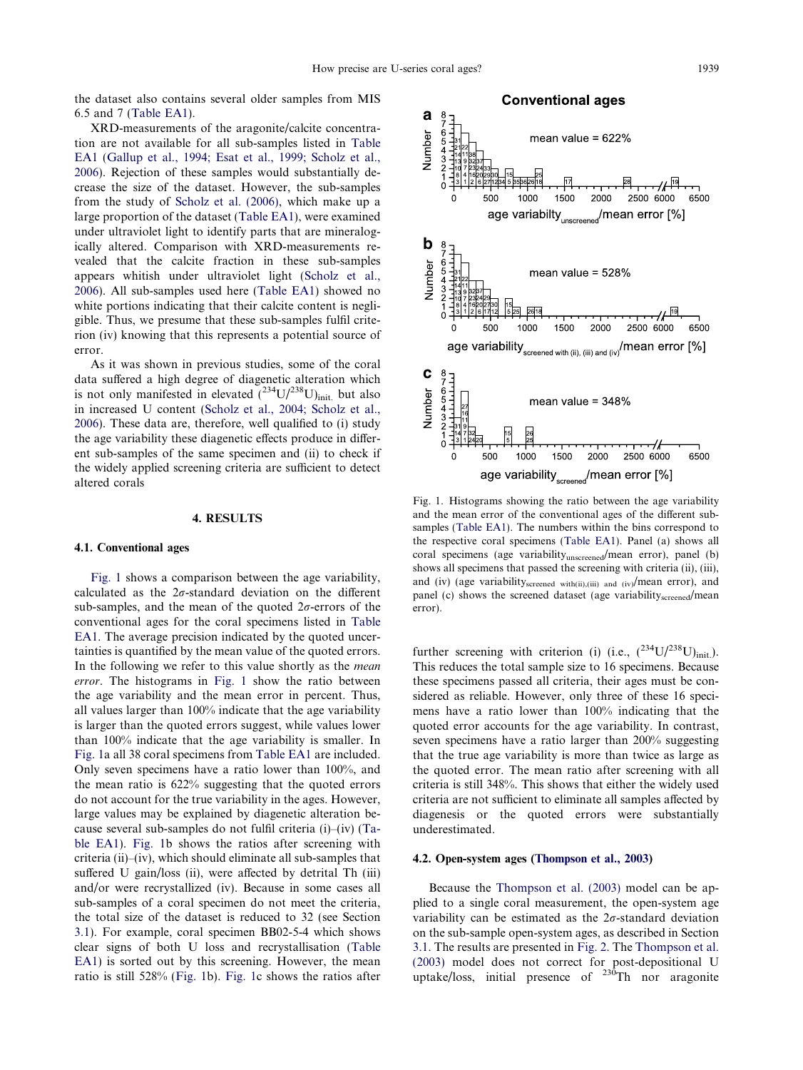the dataset also contains several older samples from MIS 6.5 and 7 (Table EA1).

XRD-measurements of the aragonite/calcite concentration are not available for all sub-samples listed in Table EA1 (Gallup et al., 1994; Esat et al., 1999; Scholz et al., 2006). Rejection of these samples would substantially decrease the size of the dataset. However, the sub-samples from the study of Scholz et al. (2006), which make up a large proportion of the dataset (Table EA1), were examined under ultraviolet light to identify parts that are mineralogically altered. Comparison with XRD-measurements revealed that the calcite fraction in these sub-samples appears whitish under ultraviolet light (Scholz et al., 2006). All sub-samples used here (Table EA1) showed no white portions indicating that their calcite content is negligible. Thus, we presume that these sub-samples fulfil criterion (iv) knowing that this represents a potential source of error.

As it was shown in previous studies, some of the coral data suffered a high degree of diagenetic alteration which is not only manifested in elevated $(^{234}U/^{238}U)_{init.}$ but also in increased U content (Scholz et al., 2004; Scholz et al., 2006). These data are, therefore, well qualified to (i) study the age variability these diagenetic effects produce in different sub-samples of the same specimen and (ii) to check if the widely applied screening criteria are sufficient to detect altered corals

## 4. RESULTS

### 4.1. Conventional ages

Fig. 1 shows a comparison between the age variability, calculated as the 2σ-standard deviation on the different sub-samples, and the mean of the quoted 2σ-errors of the conventional ages for the coral specimens listed in Table EA1. The average precision indicated by the quoted uncertainties is quantified by the mean value of the quoted errors. In the following we refer to this value shortly as the *mean error*. The histograms in Fig. 1 show the ratio between the age variability and the mean error in percent. Thus, all values larger than 100% indicate that the age variability is larger than the quoted errors suggest, while values lower than 100% indicate that the age variability is smaller. In Fig. 1a all 38 coral specimens from Table EA1 are included. Only seven specimens have a ratio lower than 100%, and the mean ratio is 622% suggesting that the quoted errors do not account for the true variability in the ages. However, large values may be explained by diagenetic alteration because several sub-samples do not fulfil criteria (i)–(iv) (Table EA1). Fig. 1b shows the ratios after screening with criteria (ii)–(iv), which should eliminate all sub-samples that suffered U gain/loss (ii), were affected by detrital Th (iii) and/or were recrystallized (iv). Because in some cases all sub-samples of a coral specimen do not meet the criteria, the total size of the dataset is reduced to 32 (see Section 3.1). For example, coral specimen BB02-5-4 which shows clear signs of both U loss and recrystallisation (Table EA1) is sorted out by this screening. However, the mean ratio is still 528% (Fig. 1b). Fig. 1c shows the ratios after further screening with criterion (i) (i.e., $(^{234}U/^{238}U)_{init.}$). This reduces the total sample size to 16 specimens. Because these specimens passed all criteria, their ages must be considered as reliable. However, only three of these 16 specimens have a ratio lower than 100% indicating that the quoted error accounts for the age variability. In contrast, seven specimens have a ratio larger than 200% suggesting that the true age variability is more than twice as large as the quoted error. The mean ratio after screening with all criteria is still 348%. This shows that either the widely used criteria are not sufficient to eliminate all samples affected by diagenesis or the quoted errors were substantially underestimated.

Conventional ages

a
Number
mean value = 622%
age variability$_{unscreened}$/mean error [%]

b
Number
mean value = 528%
age variability$_{screened\ with\ (ii),\ (iii)\ and\ (iv)}$/mean error [%]

c
Number
mean value = 348%
age variability$_{screened}$/mean error [%]

Fig. 1. Histograms showing the ratio between the age variability and the mean error of the conventional ages of the different sub-samples (Table EA1). The numbers within the bins correspond to the respective coral specimens (Table EA1). Panel (a) shows all coral specimens (age variability$_{unscreened}$/mean error), panel (b) shows all specimens that passed the screening with criteria (ii), (iii), and (iv) (age variability$_{screened\ with(ii),(iii)\ and\ (iv)}$/mean error), and panel (c) shows the screened dataset (age variability$_{screened}$/mean error).

### 4.2. Open-system ages (Thompson et al., 2003)

Because the Thompson et al. (2003) model can be applied to a single coral measurement, the open-system age variability can be estimated as the 2σ-standard deviation on the sub-sample open-system ages, as described in Section 3.1. The results are presented in Fig. 2. The Thompson et al. (2003) model does not correct for post-depositional U uptake/loss, initial presence of $^{230}Th$ nor aragonite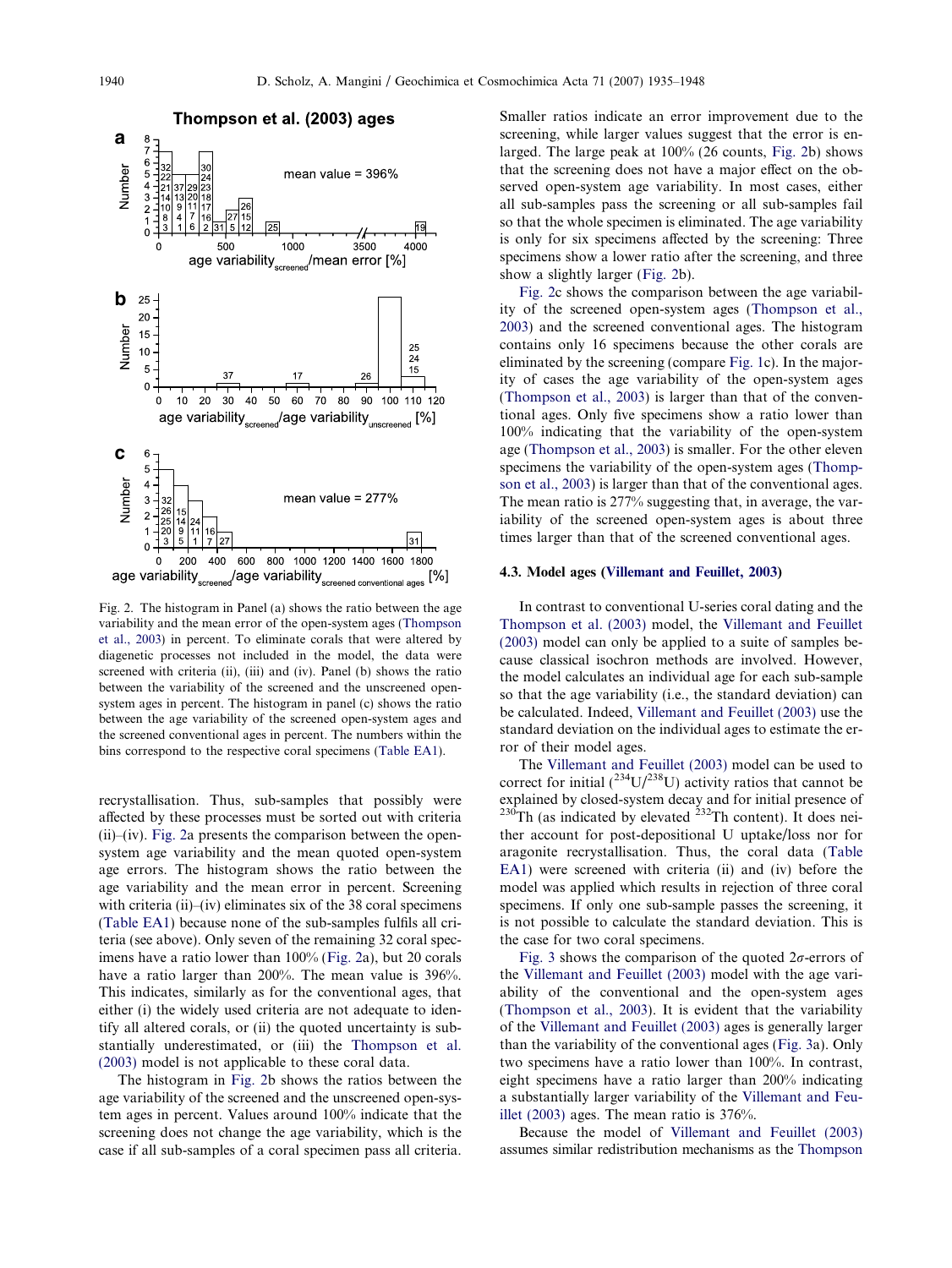Thompson et al. (2003) ages

a

Number

mean value = 396%

age variability$_{screened}$/mean error [%]

b

Number

age variability$_{screened}$/age variability$_{unscreened}$ [%]

c

Number

mean value = 277%

age variability$_{screened}$/age variability$_{screened\ conventional\ ages}$ [%]

Fig. 2. The histogram in Panel (a) shows the ratio between the age variability and the mean error of the open-system ages (Thompson et al., 2003) in percent. To eliminate corals that were altered by diagenetic processes not included in the model, the data were screened with criteria (ii), (iii) and (iv). Panel (b) shows the ratio between the variability of the screened and the unscreened open-system ages in percent. The histogram in panel (c) shows the ratio between the age variability of the screened open-system ages and the screened conventional ages in percent. The numbers within the bins correspond to the respective coral specimens (Table EA1).

recrystallisation. Thus, sub-samples that possibly were affected by these processes must be sorted out with criteria (ii)–(iv). Fig. 2a presents the comparison between the open-system age variability and the mean quoted open-system age errors. The histogram shows the ratio between the age variability and the mean error in percent. Screening with criteria (ii)–(iv) eliminates six of the 38 coral specimens (Table EA1) because none of the sub-samples fulfils all criteria (see above). Only seven of the remaining 32 coral specimens have a ratio lower than 100% (Fig. 2a), but 20 corals have a ratio larger than 200%. The mean value is 396%. This indicates, similarly as for the conventional ages, that either (i) the widely used criteria are not adequate to identify all altered corals, or (ii) the quoted uncertainty is substantially underestimated, or (iii) the Thompson et al. (2003) model is not applicable to these coral data.

The histogram in Fig. 2b shows the ratios between the age variability of the screened and the unscreened open-system ages in percent. Values around 100% indicate that the screening does not change the age variability, which is the case if all sub-samples of a coral specimen pass all criteria. Smaller ratios indicate an error improvement due to the screening, while larger values suggest that the error is enlarged. The large peak at 100% (26 counts, Fig. 2b) shows that the screening does not have a major effect on the observed open-system age variability. In most cases, either all sub-samples pass the screening or all sub-samples fail so that the whole specimen is eliminated. The age variability is only for six specimens affected by the screening: Three specimens show a lower ratio after the screening, and three show a slightly larger (Fig. 2b).

Fig. 2c shows the comparison between the age variability of the screened open-system ages (Thompson et al., 2003) and the screened conventional ages. The histogram contains only 16 specimens because the other corals are eliminated by the screening (compare Fig. 1c). In the majority of cases the age variability of the open-system ages (Thompson et al., 2003) is larger than that of the conventional ages. Only five specimens show a ratio lower than 100% indicating that the variability of the open-system age (Thompson et al., 2003) is smaller. For the other eleven specimens the variability of the open-system ages (Thompson et al., 2003) is larger than that of the conventional ages. The mean ratio is 277% suggesting that, in average, the variability of the screened open-system ages is about three times larger than that of the screened conventional ages.

### 4.3. Model ages (Villemant and Feuillet, 2003)

In contrast to conventional U-series coral dating and the Thompson et al. (2003) model, the Villemant and Feuillet (2003) model can only be applied to a suite of samples because classical isochron methods are involved. However, the model calculates an individual age for each sub-sample so that the age variability (i.e., the standard deviation) can be calculated. Indeed, Villemant and Feuillet (2003) use the standard deviation on the individual ages to estimate the error of their model ages.

The Villemant and Feuillet (2003) model can be used to correct for initial ($^{234}U/^{238}U$) activity ratios that cannot be explained by closed-system decay and for initial presence of $^{230}Th$ (as indicated by elevated $^{232}Th$ content). It does neither account for post-depositional U uptake/loss nor for aragonite recrystallisation. Thus, the coral data (Table EA1) were screened with criteria (ii) and (iv) before the model was applied which results in rejection of three coral specimens. If only one sub-sample passes the screening, it is not possible to calculate the standard deviation. This is the case for two coral specimens.

Fig. 3 shows the comparison of the quoted 2σ-errors of the Villemant and Feuillet (2003) model with the age variability of the conventional and the open-system ages (Thompson et al., 2003). It is evident that the variability of the Villemant and Feuillet (2003) ages is generally larger than the variability of the conventional ages (Fig. 3a). Only two specimens have a ratio lower than 100%. In contrast, eight specimens have a ratio larger than 200% indicating a substantially larger variability of the Villemant and Feuillet (2003) ages. The mean ratio is 376%.

Because the model of Villemant and Feuillet (2003) assumes similar redistribution mechanisms as the Thompson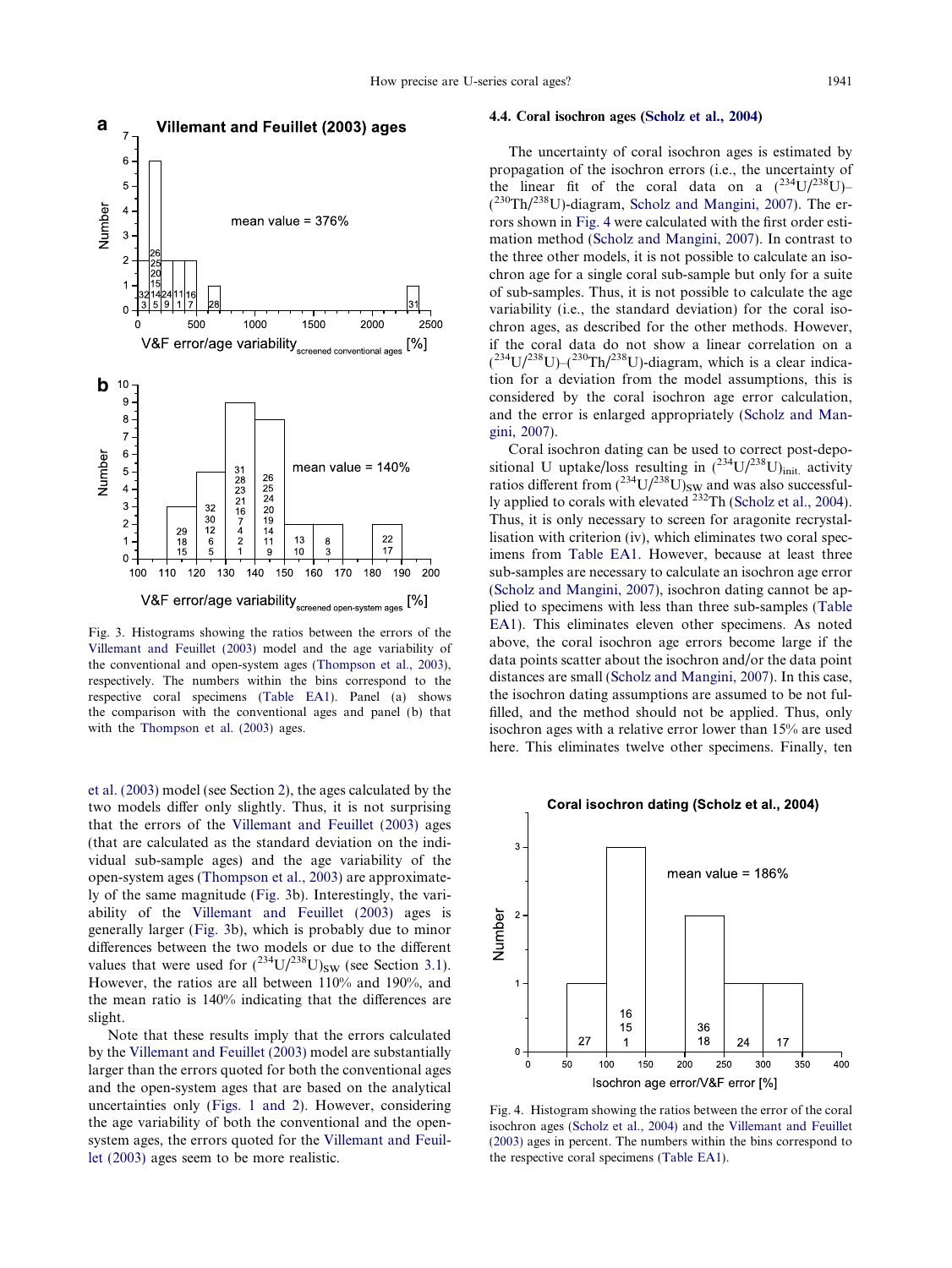**a** Villemant and Feuillet (2003) ages

Number

mean value = 376%

V&F error/age variability$_{\text{screened conventional ages}}$ [%]

**b**

Number

mean value = 140%

V&F error/age variability$_{\text{screened open-system ages}}$ [%]

Fig. 3. Histograms showing the ratios between the errors of the Villemant and Feuillet (2003) model and the age variability of the conventional and open-system ages (Thompson et al., 2003), respectively. The numbers within the bins correspond to the respective coral specimens (Table EA1). Panel (a) shows the comparison with the conventional ages and panel (b) that with the Thompson et al. (2003) ages.

et al. (2003) model (see Section 2), the ages calculated by the two models differ only slightly. Thus, it is not surprising that the errors of the Villemant and Feuillet (2003) ages (that are calculated as the standard deviation on the individual sub-sample ages) and the age variability of the open-system ages (Thompson et al., 2003) are approximately of the same magnitude (Fig. 3b). Interestingly, the variability of the Villemant and Feuillet (2003) ages is generally larger (Fig. 3b), which is probably due to minor differences between the two models or due to the different values that were used for $(^{234}U/^{238}U)_{SW}$ (see Section 3.1). However, the ratios are all between 110% and 190%, and the mean ratio is 140% indicating that the differences are slight.

Note that these results imply that the errors calculated by the Villemant and Feuillet (2003) model are substantially larger than the errors quoted for both the conventional ages and the open-system ages that are based on the analytical uncertainties only (Figs. 1 and 2). However, considering the age variability of both the conventional and the open-system ages, the errors quoted for the Villemant and Feuillet (2003) ages seem to be more realistic.

### 4.4. Coral isochron ages (Scholz et al., 2004)

The uncertainty of coral isochron ages is estimated by propagation of the isochron errors (i.e., the uncertainty of the linear fit of the coral data on a $(^{234}U/^{238}U)$–$(^{230}Th/^{238}U)$-diagram, Scholz and Mangini, 2007). The errors shown in Fig. 4 were calculated with the first order estimation method (Scholz and Mangini, 2007). In contrast to the three other models, it is not possible to calculate an isochron age for a single coral sub-sample but only for a suite of sub-samples. Thus, it is not possible to calculate the age variability (i.e., the standard deviation) for the coral isochron ages, as described for the other methods. However, if the coral data do not show a linear correlation on a $(^{234}U/^{238}U)$–$(^{230}Th/^{238}U)$-diagram, which is a clear indication for a deviation from the model assumptions, this is considered by the coral isochron age error calculation, and the error is enlarged appropriately (Scholz and Mangini, 2007).

Coral isochron dating can be used to correct post-depositional U uptake/loss resulting in $(^{234}U/^{238}U)_{init.}$ activity ratios different from $(^{234}U/^{238}U)_{SW}$ and was also successfully applied to corals with elevated $^{232}Th$ (Scholz et al., 2004). Thus, it is only necessary to screen for aragonite recrystallisation with criterion (iv), which eliminates two coral specimens from Table EA1. However, because at least three sub-samples are necessary to calculate an isochron age error (Scholz and Mangini, 2007), isochron dating cannot be applied to specimens with less than three sub-samples (Table EA1). This eliminates eleven other specimens. As noted above, the coral isochron age errors become large if the data points scatter about the isochron and/or the data point distances are small (Scholz and Mangini, 2007). In this case, the isochron dating assumptions are assumed to be not fulfilled, and the method should not be applied. Thus, only isochron ages with a relative error lower than 15% are used here. This eliminates twelve other specimens. Finally, ten

Coral isochron dating (Scholz et al., 2004)

Number

mean value = 186%

Isochron age error/V&F error [%]

Fig. 4. Histogram showing the ratios between the error of the coral isochron ages (Scholz et al., 2004) and the Villemant and Feuillet (2003) ages in percent. The numbers within the bins correspond to the respective coral specimens (Table EA1).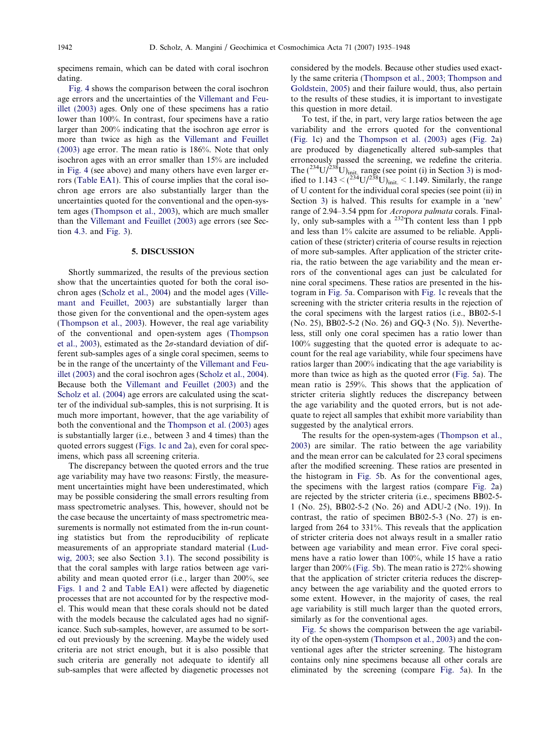specimens remain, which can be dated with coral isochron dating.

Fig. 4 shows the comparison between the coral isochron age errors and the uncertainties of the Villemant and Feuillet (2003) ages. Only one of these specimens has a ratio lower than 100%. In contrast, four specimens have a ratio larger than 200% indicating that the isochron age error is more than twice as high as the Villemant and Feuillet (2003) age error. The mean ratio is 186%. Note that only isochron ages with an error smaller than 15% are included in Fig. 4 (see above) and many others have even larger errors (Table EA1). This of course implies that the coral isochron age errors are also substantially larger than the uncertainties quoted for the conventional and the open-system ages (Thompson et al., 2003), which are much smaller than the Villemant and Feuillet (2003) age errors (see Section 4.3. and Fig. 3).

## 5. DISCUSSION

Shortly summarized, the results of the previous section show that the uncertainties quoted for both the coral isochron ages (Scholz et al., 2004) and the model ages (Villemant and Feuillet, 2003) are substantially larger than those given for the conventional and the open-system ages (Thompson et al., 2003). However, the real age variability of the conventional and open-system ages (Thompson et al., 2003), estimated as the 2$\sigma$-standard deviation of different sub-samples ages of a single coral specimen, seems to be in the range of the uncertainty of the Villemant and Feuillet (2003) and the coral isochron ages (Scholz et al., 2004). Because both the Villemant and Feuillet (2003) and the Scholz et al. (2004) age errors are calculated using the scatter of the individual sub-samples, this is not surprising. It is much more important, however, that the age variability of both the conventional and the Thompson et al. (2003) ages is substantially larger (i.e., between 3 and 4 times) than the quoted errors suggest (Figs. 1c and 2a), even for coral specimens, which pass all screening criteria.

The discrepancy between the quoted errors and the true age variability may have two reasons: Firstly, the measurement uncertainties might have been underestimated, which may be possible considering the small errors resulting from mass spectrometric analyses. This, however, should not be the case because the uncertainty of mass spectrometric measurements is normally not estimated from the in-run counting statistics but from the reproducibility of replicate measurements of an appropriate standard material (Ludwig, 2003; see also Section 3.1). The second possibility is that the coral samples with large ratios between age variability and mean quoted error (i.e., larger than 200%, see Figs. 1 and 2 and Table EA1) were affected by diagenetic processes that are not accounted for by the respective model. This would mean that these corals should not be dated with the models because the calculated ages had no significance. Such sub-samples, however, are assumed to be sorted out previously by the screening. Maybe the widely used criteria are not strict enough, but it is also possible that such criteria are generally not adequate to identify all sub-samples that were affected by diagenetic processes not considered by the models. Because other studies used exactly the same criteria (Thompson et al., 2003; Thompson and Goldstein, 2005) and their failure would, thus, also pertain to the results of these studies, it is important to investigate this question in more detail.

To test, if the, in part, very large ratios between the age variability and the errors quoted for the conventional (Fig. 1c) and the Thompson et al. (2003) ages (Fig. 2a) are produced by diagenetically altered sub-samples that erroneously passed the screening, we redefine the criteria. The $(^{234}U/^{238}U)_{init.}$ range (see point (i) in Section 3) is modified to $1.143 < (^{234}U/^{238}U)_{init.} < 1.149$. Similarly, the range of U content for the individual coral species (see point (ii) in Section 3) is halved. This results for example in a 'new' range of 2.94–3.54 ppm for *Acropora palmata* corals. Finally, only sub-samples with a $^{232}Th$ content less than 1 ppb and less than 1% calcite are assumed to be reliable. Application of these (stricter) criteria of course results in rejection of more sub-samples. After application of the stricter criteria, the ratio between the age variability and the mean errors of the conventional ages can just be calculated for nine coral specimens. These ratios are presented in the histogram in Fig. 5a. Comparison with Fig. 1c reveals that the screening with the stricter criteria results in the rejection of the coral specimens with the largest ratios (i.e., BB02-5-1 (No. 25), BB02-5-2 (No. 26) and GQ-3 (No. 5)). Nevertheless, still only one coral specimen has a ratio lower than 100% suggesting that the quoted error is adequate to account for the real age variability, while four specimens have ratios larger than 200% indicating that the age variability is more than twice as high as the quoted error (Fig. 5a). The mean ratio is 259%. This shows that the application of stricter criteria slightly reduces the discrepancy between the age variability and the quoted errors, but is not adequate to reject all samples that exhibit more variability than suggested by the analytical errors.

The results for the open-system-ages (Thompson et al., 2003) are similar. The ratio between the age variability and the mean error can be calculated for 23 coral specimens after the modified screening. These ratios are presented in the histogram in Fig. 5b. As for the conventional ages, the specimens with the largest ratios (compare Fig. 2a) are rejected by the stricter criteria (i.e., specimens BB02-5-1 (No. 25), BB02-5-2 (No. 26) and ADU-2 (No. 19)). In contrast, the ratio of specimen BB02-5-3 (No. 27) is enlarged from 264 to 331%. This reveals that the application of stricter criteria does not always result in a smaller ratio between age variability and mean error. Five coral specimens have a ratio lower than 100%, while 15 have a ratio larger than 200% (Fig. 5b). The mean ratio is 272% showing that the application of stricter criteria reduces the discrepancy between the age variability and the quoted errors to some extent. However, in the majority of cases, the real age variability is still much larger than the quoted errors, similarly as for the conventional ages.

Fig. 5c shows the comparison between the age variability of the open-system (Thompson et al., 2003) and the conventional ages after the stricter screening. The histogram contains only nine specimens because all other corals are eliminated by the screening (compare Fig. 5a). In the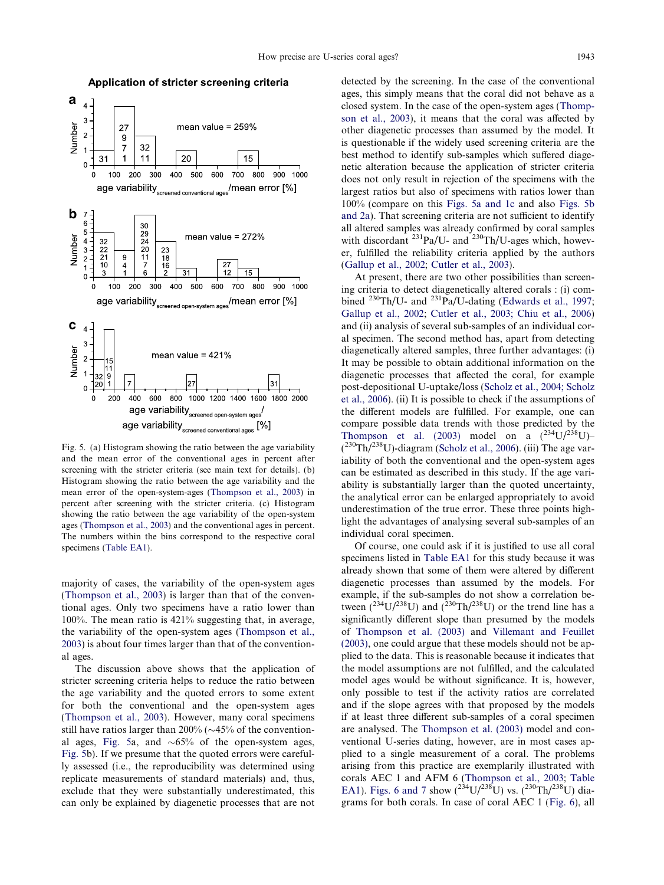**Application of stricter screening criteria**

a

Number

mean value = 259%

31 | 27 9 7 1 | 32 11 | 20 | 15

0 100 200 300 400 500 600 700 800 900 1000

age variability$_{\text{screened conventional ages}}$/mean error [%]

b

Number

mean value = 272%

32 22 21 10 3 | 9 4 1 | 30 29 24 20 11 7 6 | 23 18 16 2 | 31 | 27 12 | 15

0 100 200 300 400 500 600 700 800 900 1000

age variability$_{\text{screened open-system ages}}$/mean error [%]

c

Number

mean value = 421%

32 20 | 15 11 9 1 | 7 | 27 | 31

0 200 400 600 800 1000 1200 1400 1600 1800 2000

age variability$_{\text{screened open-system ages}}$/ age variability$_{\text{screened conventional ages}}$ [%]

Fig. 5. (a) Histogram showing the ratio between the age variability and the mean error of the conventional ages in percent after screening with the stricter criteria (see main text for details). (b) Histogram showing the ratio between the age variability and the mean error of the open-system-ages (Thompson et al., 2003) in percent after screening with the stricter criteria. (c) Histogram showing the ratio between the age variability of the open-system ages (Thompson et al., 2003) and the conventional ages in percent. The numbers within the bins correspond to the respective coral specimens (Table EA1).

majority of cases, the variability of the open-system ages (Thompson et al., 2003) is larger than that of the conventional ages. Only two specimens have a ratio lower than 100%. The mean ratio is 421% suggesting that, in average, the variability of the open-system ages (Thompson et al., 2003) is about four times larger than that of the conventional ages.

The discussion above shows that the application of stricter screening criteria helps to reduce the ratio between the age variability and the quoted errors to some extent for both the conventional and the open-system ages (Thompson et al., 2003). However, many coral specimens still have ratios larger than 200% (~45% of the conventional ages, Fig. 5a, and ~65% of the open-system ages, Fig. 5b). If we presume that the quoted errors were carefully assessed (i.e., the reproducibility was determined using replicate measurements of standard materials) and, thus, exclude that they were substantially underestimated, this can only be explained by diagenetic processes that are not detected by the screening. In the case of the conventional ages, this simply means that the coral did not behave as a closed system. In the case of the open-system ages (Thompson et al., 2003), it means that the coral was affected by other diagenetic processes than assumed by the model. It is questionable if the widely used screening criteria are the best method to identify sub-samples which suffered diagenetic alteration because the application of stricter criteria does not only result in rejection of the specimens with the largest ratios but also of specimens with ratios lower than 100% (compare on this Figs. 5a and 1c and also Figs. 5b and 2a). That screening criteria are not sufficient to identify all altered samples was already confirmed by coral samples with discordant $^{231}$Pa/U- and $^{230}$Th/U-ages which, however, fulfilled the reliability criteria applied by the authors (Gallup et al., 2002; Cutler et al., 2003).

At present, there are two other possibilities than screening criteria to detect diagenetically altered corals : (i) combined $^{230}$Th/U- and $^{231}$Pa/U-dating (Edwards et al., 1997; Gallup et al., 2002; Cutler et al., 2003; Chiu et al., 2006) and (ii) analysis of several sub-samples of an individual coral specimen. The second method has, apart from detecting diagenetically altered samples, three further advantages: (i) It may be possible to obtain additional information on the diagenetic processes that affected the coral, for example post-depositional U-uptake/loss (Scholz et al., 2004; Scholz et al., 2006). (ii) It is possible to check if the assumptions of the different models are fulfilled. For example, one can compare possible data trends with those predicted by the Thompson et al. (2003) model on a ($^{234}$U/$^{238}$U)–($^{230}$Th/$^{238}$U)-diagram (Scholz et al., 2006). (iii) The age variability of both the conventional and the open-system ages can be estimated as described in this study. If the age variability is substantially larger than the quoted uncertainty, the analytical error can be enlarged appropriately to avoid underestimation of the true error. These three points highlight the advantages of analysing several sub-samples of an individual coral specimen.

Of course, one could ask if it is justified to use all coral specimens listed in Table EA1 for this study because it was already shown that some of them were altered by different diagenetic processes than assumed by the models. For example, if the sub-samples do not show a correlation between ($^{234}$U/$^{238}$U) and ($^{230}$Th/$^{238}$U) or the trend line has a significantly different slope than presumed by the models of Thompson et al. (2003) and Villemant and Feuillet (2003), one could argue that these models should not be applied to the data. This is reasonable because it indicates that the model assumptions are not fulfilled, and the calculated model ages would be without significance. It is, however, only possible to test if the activity ratios are correlated and if the slope agrees with that proposed by the models if at least three different sub-samples of a coral specimen are analysed. The Thompson et al. (2003) model and conventional U-series dating, however, are in most cases applied to a single measurement of a coral. The problems arising from this practice are exemplarily illustrated with corals AEC 1 and AFM 6 (Thompson et al., 2003; Table EA1). Figs. 6 and 7 show ($^{234}$U/$^{238}$U) vs. ($^{230}$Th/$^{238}$U) diagrams for both corals. In case of coral AEC 1 (Fig. 6), all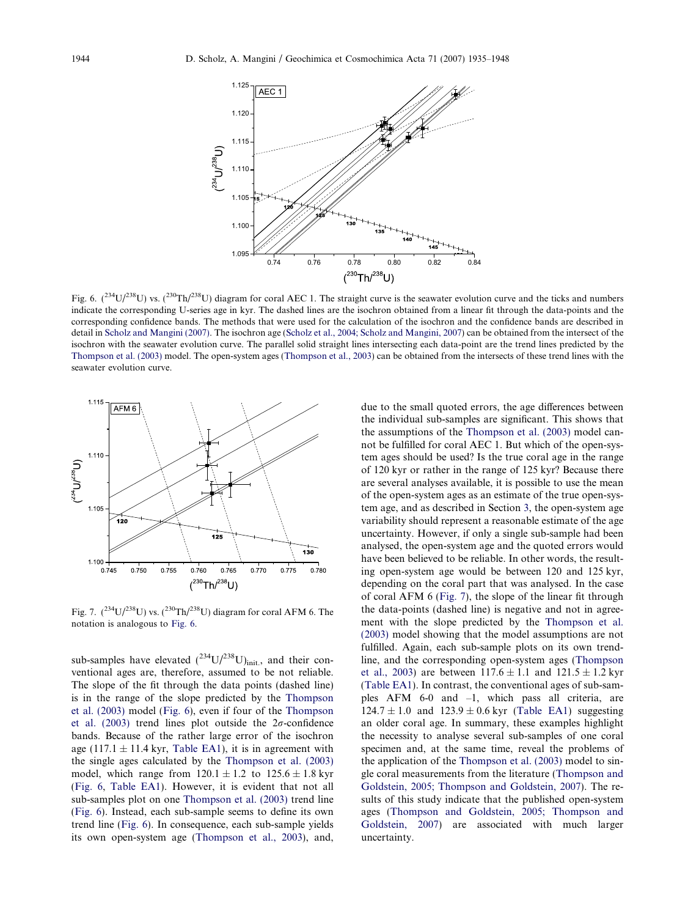AEC 1

1.125
1.120
1.115
1.110
1.105
1.100
1.095

0.74 0.76 0.78 0.80 0.82 0.84

($^{234}$U/$^{238}$U)

($^{230}$Th/$^{238}$U)

115 120 125 130 135 140 145

Fig. 6. ($^{234}U/^{238}U$) vs. ($^{230}Th/^{238}U$) diagram for coral AEC 1. The straight curve is the seawater evolution curve and the ticks and numbers indicate the corresponding U-series age in kyr. The dashed lines are the isochron obtained from a linear fit through the data-points and the corresponding confidence bands. The methods that were used for the calculation of the isochron and the confidence bands are described in detail in Scholz and Mangini (2007). The isochron age (Scholz et al., 2004; Scholz and Mangini, 2007) can be obtained from the intersect of the isochron with the seawater evolution curve. The parallel solid straight lines intersecting each data-point are the trend lines predicted by the Thompson et al. (2003) model. The open-system ages (Thompson et al., 2003) can be obtained from the intersects of these trend lines with the seawater evolution curve.

AFM 6

1.115
1.110
1.105
1.100

0.745 0.750 0.755 0.760 0.765 0.770 0.775 0.780

($^{234}$U/$^{238}$U)

($^{230}$Th/$^{238}$U)

120 125 130

Fig. 7. ($^{234}U/^{238}U$) vs. ($^{230}Th/^{238}U$) diagram for coral AFM 6. The notation is analogous to Fig. 6.

sub-samples have elevated $(^{234}U/^{238}U)_{init.}$, and their conventional ages are, therefore, assumed to be not reliable. The slope of the fit through the data points (dashed line) is in the range of the slope predicted by the Thompson et al. (2003) model (Fig. 6), even if four of the Thompson et al. (2003) trend lines plot outside the $2\sigma$-confidence bands. Because of the rather large error of the isochron age ($117.1 \pm 11.4$ kyr, Table EA1), it is in agreement with the single ages calculated by the Thompson et al. (2003) model, which range from $120.1 \pm 1.2$ to $125.6 \pm 1.8$ kyr (Fig. 6, Table EA1). However, it is evident that not all sub-samples plot on one Thompson et al. (2003) trend line (Fig. 6). Instead, each sub-sample seems to define its own trend line (Fig. 6). In consequence, each sub-sample yields its own open-system age (Thompson et al., 2003), and, due to the small quoted errors, the age differences between the individual sub-samples are significant. This shows that the assumptions of the Thompson et al. (2003) model cannot be fulfilled for coral AEC 1. But which of the open-system ages should be used? Is the true coral age in the range of 120 kyr or rather in the range of 125 kyr? Because there are several analyses available, it is possible to use the mean of the open-system ages as an estimate of the true open-system age, and as described in Section 3, the open-system age variability should represent a reasonable estimate of the age uncertainty. However, if only a single sub-sample had been analysed, the open-system age and the quoted errors would have been believed to be reliable. In other words, the resulting open-system age would be between 120 and 125 kyr, depending on the coral part that was analysed. In the case of coral AFM 6 (Fig. 7), the slope of the linear fit through the data-points (dashed line) is negative and not in agreement with the slope predicted by the Thompson et al. (2003) model showing that the model assumptions are not fulfilled. Again, each sub-sample plots on its own trend-line, and the corresponding open-system ages (Thompson et al., 2003) are between $117.6 \pm 1.1$ and $121.5 \pm 1.2$ kyr (Table EA1). In contrast, the conventional ages of sub-samples AFM 6-0 and –1, which pass all criteria, are $124.7 \pm 1.0$ and $123.9 \pm 0.6$ kyr (Table EA1) suggesting an older coral age. In summary, these examples highlight the necessity to analyse several sub-samples of one coral specimen and, at the same time, reveal the problems of the application of the Thompson et al. (2003) model to single coral measurements from the literature (Thompson and Goldstein, 2005; Thompson and Goldstein, 2007). The results of this study indicate that the published open-system ages (Thompson and Goldstein, 2005; Thompson and Goldstein, 2007) are associated with much larger uncertainty.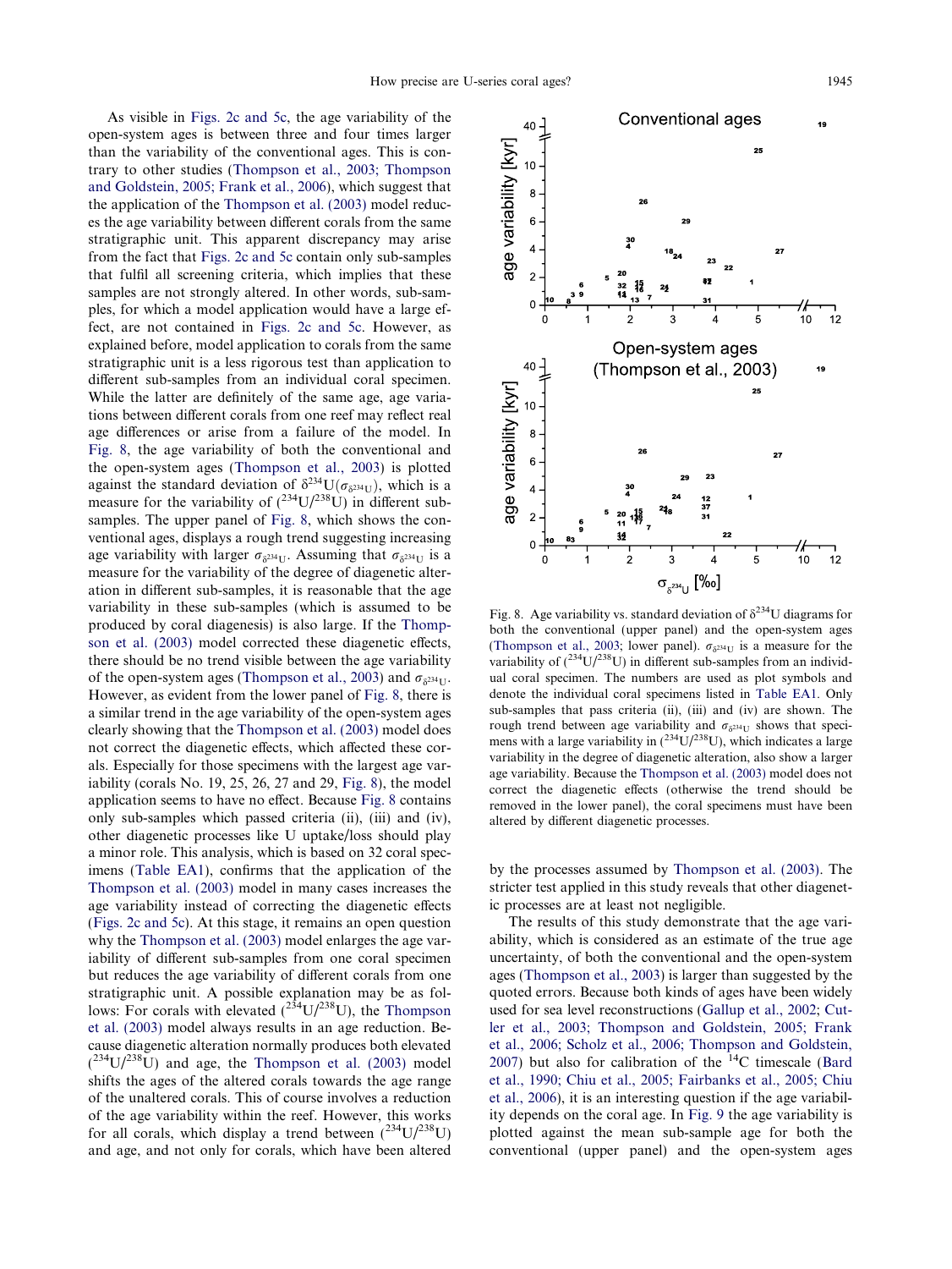As visible in Figs. 2c and 5c, the age variability of the open-system ages is between three and four times larger than the variability of the conventional ages. This is contrary to other studies (Thompson et al., 2003; Thompson and Goldstein, 2005; Frank et al., 2006), which suggest that the application of the Thompson et al. (2003) model reduces the age variability between different corals from the same stratigraphic unit. This apparent discrepancy may arise from the fact that Figs. 2c and 5c contain only sub-samples that fulfil all screening criteria, which implies that these samples are not strongly altered. In other words, sub-samples, for which a model application would have a large effect, are not contained in Figs. 2c and 5c. However, as explained before, model application to corals from the same stratigraphic unit is a less rigorous test than application to different sub-samples from an individual coral specimen. While the latter are definitely of the same age, age variations between different corals from one reef may reflect real age differences or arise from a failure of the model. In Fig. 8, the age variability of both the conventional and the open-system ages (Thompson et al., 2003) is plotted against the standard deviation of $\delta^{234}U$ ($\sigma_{\delta^{234}U}$), which is a measure for the variability of ($^{234}U/^{238}U$) in different sub-samples. The upper panel of Fig. 8, which shows the conventional ages, displays a rough trend suggesting increasing age variability with larger $\sigma_{\delta^{234}U}$. Assuming that $\sigma_{\delta^{234}U}$ is a measure for the variability of the degree of diagenetic alteration in different sub-samples, it is reasonable that the age variability in these sub-samples (which is assumed to be produced by coral diagenesis) is also large. If the Thompson et al. (2003) model corrected these diagenetic effects, there should be no trend visible between the age variability of the open-system ages (Thompson et al., 2003) and $\sigma_{\delta^{234}U}$. However, as evident from the lower panel of Fig. 8, there is a similar trend in the age variability of the open-system ages clearly showing that the Thompson et al. (2003) model does not correct the diagenetic effects, which affected these corals. Especially for those specimens with the largest age variability (corals No. 19, 25, 26, 27 and 29, Fig. 8), the model application seems to have no effect. Because Fig. 8 contains only sub-samples which passed criteria (ii), (iii) and (iv), other diagenetic processes like U uptake/loss should play a minor role. This analysis, which is based on 32 coral specimens (Table EA1), confirms that the application of the Thompson et al. (2003) model in many cases increases the age variability instead of correcting the diagenetic effects (Figs. 2c and 5c). At this stage, it remains an open question why the Thompson et al. (2003) model enlarges the age variability of different sub-samples from one coral specimen but reduces the age variability of different corals from one stratigraphic unit. A possible explanation may be as follows: For corals with elevated ($^{234}U/^{238}U$), the Thompson et al. (2003) model always results in an age reduction. Because diagenetic alteration normally produces both elevated ($^{234}U/^{238}U$) and age, the Thompson et al. (2003) model shifts the ages of the altered corals towards the age range of the unaltered corals. This of course involves a reduction of the age variability within the reef. However, this works for all corals, which display a trend between ($^{234}U/^{238}U$) and age, and not only for corals, which have been altered by the processes assumed by Thompson et al. (2003). The stricter test applied in this study reveals that other diagenetic processes are at least not negligible.

Conventional ages

Open-system ages (Thompson et al., 2003)

age variability [kyr]

$\sigma_{\delta^{234}U}$ [‰]

Fig. 8. Age variability vs. standard deviation of $\delta^{234}U$ diagrams for both the conventional (upper panel) and the open-system ages (Thompson et al., 2003; lower panel). $\sigma_{\delta^{234}U}$ is a measure for the variability of ($^{234}U/^{238}U$) in different sub-samples from an individual coral specimen. The numbers are used as plot symbols and denote the individual coral specimens listed in Table EA1. Only sub-samples that pass criteria (ii), (iii) and (iv) are shown. The rough trend between age variability and $\sigma_{\delta^{234}U}$ shows that specimens with a large variability in ($^{234}U/^{238}U$), which indicates a large variability in the degree of diagenetic alteration, also show a larger age variability. Because the Thompson et al. (2003) model does not correct the diagenetic effects (otherwise the trend should be removed in the lower panel), the coral specimens must have been altered by different diagenetic processes.

The results of this study demonstrate that the age variability, which is considered as an estimate of the true age uncertainty, of both the conventional and the open-system ages (Thompson et al., 2003) is larger than suggested by the quoted errors. Because both kinds of ages have been widely used for sea level reconstructions (Gallup et al., 2002; Cutler et al., 2003; Thompson and Goldstein, 2005; Frank et al., 2006; Scholz et al., 2006; Thompson and Goldstein, 2007) but also for calibration of the $^{14}C$ timescale (Bard et al., 1990; Chiu et al., 2005; Fairbanks et al., 2005; Chiu et al., 2006), it is an interesting question if the age variability depends on the coral age. In Fig. 9 the age variability is plotted against the mean sub-sample age for both the conventional (upper panel) and the open-system ages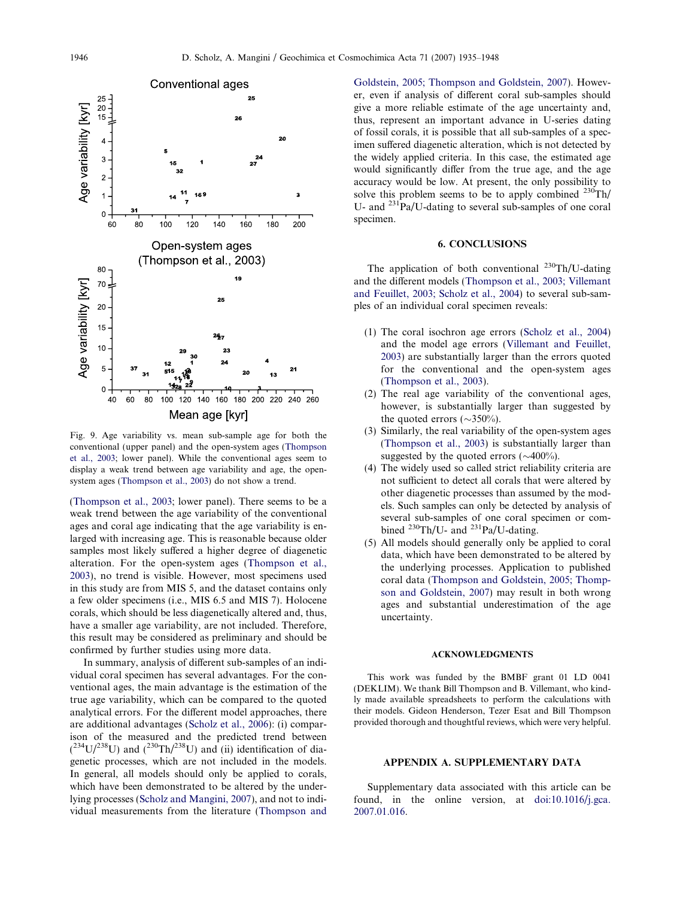Conventional ages

Age variability [kyr]

Mean age [kyr]

Open-system ages (Thompson et al., 2003)

Fig. 9. Age variability vs. mean sub-sample age for both the conventional (upper panel) and the open-system ages (Thompson et al., 2003; lower panel). While the conventional ages seem to display a weak trend between age variability and age, the open-system ages (Thompson et al., 2003) do not show a trend.

(Thompson et al., 2003; lower panel). There seems to be a weak trend between the age variability of the conventional ages and coral age indicating that the age variability is enlarged with increasing age. This is reasonable because older samples most likely suffered a higher degree of diagenetic alteration. For the open-system ages (Thompson et al., 2003), no trend is visible. However, most specimens used in this study are from MIS 5, and the dataset contains only a few older specimens (i.e., MIS 6.5 and MIS 7). Holocene corals, which should be less diagenetically altered and, thus, have a smaller age variability, are not included. Therefore, this result may be considered as preliminary and should be confirmed by further studies using more data.

In summary, analysis of different sub-samples of an individual coral specimen has several advantages. For the conventional ages, the main advantage is the estimation of the true age variability, which can be compared to the quoted analytical errors. For the different model approaches, there are additional advantages (Scholz et al., 2006): (i) comparison of the measured and the predicted trend between ($^{234}U/^{238}U$) and ($^{230}Th/^{238}U$) and (ii) identification of diagenetic processes, which are not included in the models. In general, all models should only be applied to corals, which have been demonstrated to be altered by the underlying processes (Scholz and Mangini, 2007), and not to individual measurements from the literature (Thompson and Goldstein, 2005; Thompson and Goldstein, 2007). However, even if analysis of different coral sub-samples should give a more reliable estimate of the age uncertainty and, thus, represent an important advance in U-series dating of fossil corals, it is possible that all sub-samples of a specimen suffered diagenetic alteration, which is not detected by the widely applied criteria. In this case, the estimated age would significantly differ from the true age, and the age accuracy would be low. At present, the only possibility to solve this problem seems to be to apply combined $^{230}Th$/U- and $^{231}Pa$/U-dating to several sub-samples of one coral specimen.

## 6. CONCLUSIONS

The application of both conventional $^{230}Th$/U-dating and the different models (Thompson et al., 2003; Villemant and Feuillet, 2003; Scholz et al., 2004) to several sub-samples of an individual coral specimen reveals:

(1) The coral isochron age errors (Scholz et al., 2004) and the model age errors (Villemant and Feuillet, 2003) are substantially larger than the errors quoted for the conventional and the open-system ages (Thompson et al., 2003).
(2) The real age variability of the conventional ages, however, is substantially larger than suggested by the quoted errors (~350%).
(3) Similarly, the real variability of the open-system ages (Thompson et al., 2003) is substantially larger than suggested by the quoted errors (~400%).
(4) The widely used so called strict reliability criteria are not sufficient to detect all corals that were altered by other diagenetic processes than assumed by the models. Such samples can only be detected by analysis of several sub-samples of one coral specimen or combined $^{230}Th$/U- and $^{231}Pa$/U-dating.
(5) All models should generally only be applied to coral data, which have been demonstrated to be altered by the underlying processes. Application to published coral data (Thompson and Goldstein, 2005; Thompson and Goldstein, 2007) may result in both wrong ages and substantial underestimation of the age uncertainty.

## ACKNOWLEDGMENTS

This work was funded by the BMBF grant 01 LD 0041 (DEKLIM). We thank Bill Thompson and B. Villemant, who kindly made available spreadsheets to perform the calculations with their models. Gideon Henderson, Tezer Esat and Bill Thompson provided thorough and thoughtful reviews, which were very helpful.

## APPENDIX A. SUPPLEMENTARY DATA

Supplementary data associated with this article can be found, in the online version, at doi:10.1016/j.gca.2007.01.016.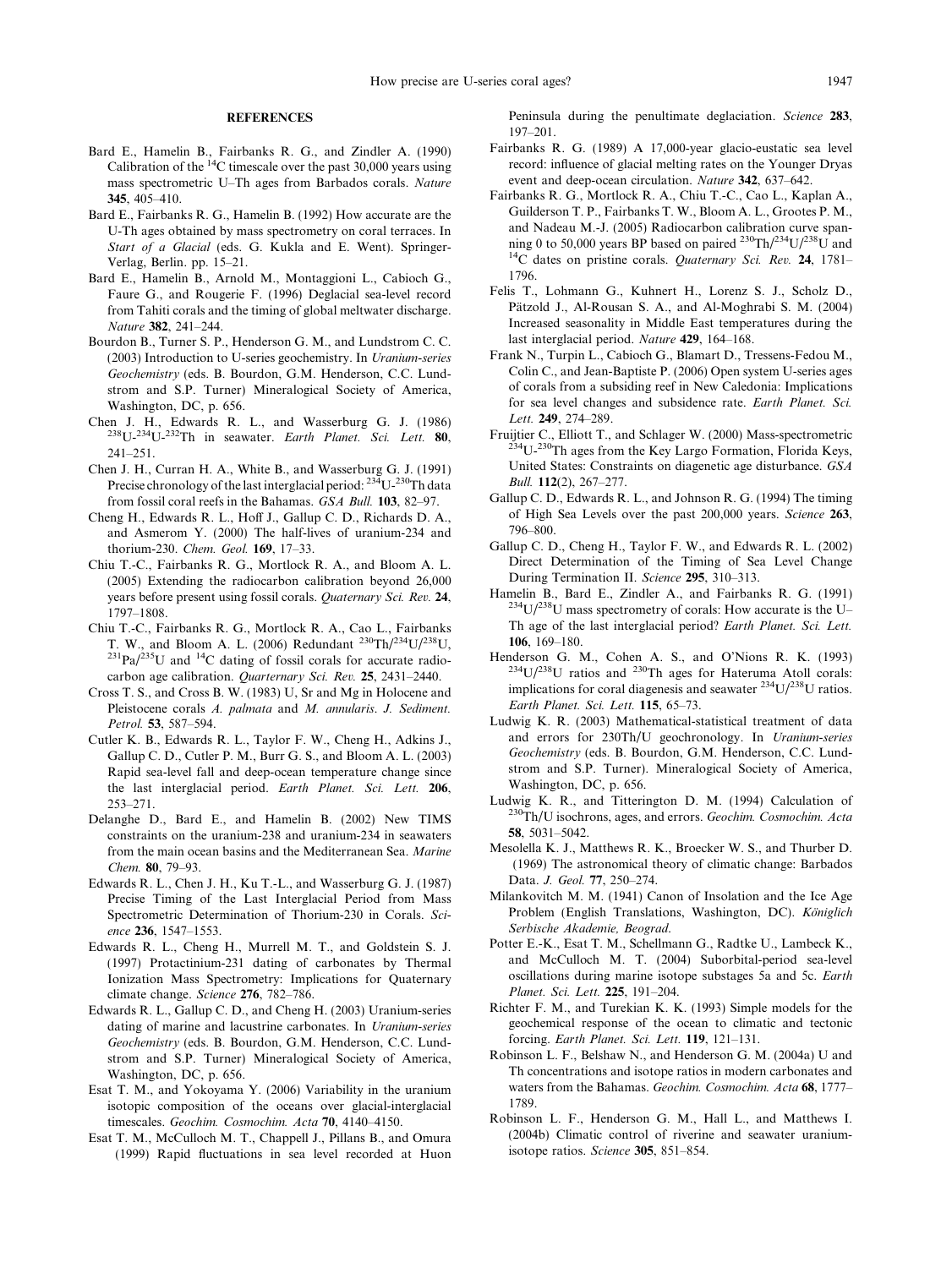## REFERENCES

Bard E., Hamelin B., Fairbanks R. G., and Zindler A. (1990) Calibration of the $^{14}C$ timescale over the past 30,000 years using mass spectrometric U–Th ages from Barbados corals. *Nature* **345**, 405–410.

Bard E., Fairbanks R. G., Hamelin B. (1992) How accurate are the U-Th ages obtained by mass spectrometry on coral terraces. In *Start of a Glacial* (eds. G. Kukla and E. Went). Springer-Verlag, Berlin. pp. 15–21.

Bard E., Hamelin B., Arnold M., Montaggioni L., Cabioch G., Faure G., and Rougerie F. (1996) Deglacial sea-level record from Tahiti corals and the timing of global meltwater discharge. *Nature* **382**, 241–244.

Bourdon B., Turner S. P., Henderson G. M., and Lundstrom C. C. (2003) Introduction to U-series geochemistry. In *Uranium-series Geochemistry* (eds. B. Bourdon, G.M. Henderson, C.C. Lundstrom and S.P. Turner) Mineralogical Society of America, Washington, DC, p. 656.

Chen J. H., Edwards R. L., and Wasserburg G. J. (1986) $^{238}U$-$^{234}U$-$^{232}Th$ in seawater. *Earth Planet. Sci. Lett.* **80**, 241–251.

Chen J. H., Curran H. A., White B., and Wasserburg G. J. (1991) Precise chronology of the last interglacial period: $^{234}U$-$^{230}Th$ data from fossil coral reefs in the Bahamas. *GSA Bull.* **103**, 82–97.

Cheng H., Edwards R. L., Hoff J., Gallup C. D., Richards D. A., and Asmerom Y. (2000) The half-lives of uranium-234 and thorium-230. *Chem. Geol.* **169**, 17–33.

Chiu T.-C., Fairbanks R. G., Mortlock R. A., and Bloom A. L. (2005) Extending the radiocarbon calibration beyond 26,000 years before present using fossil corals. *Quaternary Sci. Rev.* **24**, 1797–1808.

Chiu T.-C., Fairbanks R. G., Mortlock R. A., Cao L., Fairbanks T. W., and Bloom A. L. (2006) Redundant $^{230}Th/^{234}U/^{238}U$, $^{231}Pa/^{235}U$ and $^{14}C$ dating of fossil corals for accurate radiocarbon age calibration. *Quarternary Sci. Rev.* **25**, 2431–2440.

Cross T. S., and Cross B. W. (1983) U, Sr and Mg in Holocene and Pleistocene corals *A. palmata* and *M. annularis*. *J. Sediment. Petrol.* **53**, 587–594.

Cutler K. B., Edwards R. L., Taylor F. W., Cheng H., Adkins J., Gallup C. D., Cutler P. M., Burr G. S., and Bloom A. L. (2003) Rapid sea-level fall and deep-ocean temperature change since the last interglacial period. *Earth Planet. Sci. Lett.* **206**, 253–271.

Delanghe D., Bard E., and Hamelin B. (2002) New TIMS constraints on the uranium-238 and uranium-234 in seawaters from the main ocean basins and the Mediterranean Sea. *Marine Chem.* **80**, 79–93.

Edwards R. L., Chen J. H., Ku T.-L., and Wasserburg G. J. (1987) Precise Timing of the Last Interglacial Period from Mass Spectrometric Determination of Thorium-230 in Corals. *Science* **236**, 1547–1553.

Edwards R. L., Cheng H., Murrell M. T., and Goldstein S. J. (1997) Protactinium-231 dating of carbonates by Thermal Ionization Mass Spectrometry: Implications for Quaternary climate change. *Science* **276**, 782–786.

Edwards R. L., Gallup C. D., and Cheng H. (2003) Uranium-series dating of marine and lacustrine carbonates. In *Uranium-series Geochemistry* (eds. B. Bourdon, G.M. Henderson, C.C. Lundstrom and S.P. Turner) Mineralogical Society of America, Washington, DC, p. 656.

Esat T. M., and Yokoyama Y. (2006) Variability in the uranium isotopic composition of the oceans over glacial-interglacial timescales. *Geochim. Cosmochim. Acta* **70**, 4140–4150.

Esat T. M., McCulloch M. T., Chappell J., Pillans B., and Omura (1999) Rapid fluctuations in sea level recorded at Huon Peninsula during the penultimate deglaciation. *Science* **283**, 197–201.

Fairbanks R. G. (1989) A 17,000-year glacio-eustatic sea level record: influence of glacial melting rates on the Younger Dryas event and deep-ocean circulation. *Nature* **342**, 637–642.

Fairbanks R. G., Mortlock R. A., Chiu T.-C., Cao L., Kaplan A., Guilderson T. P., Fairbanks T. W., Bloom A. L., Grootes P. M., and Nadeau M.-J. (2005) Radiocarbon calibration curve spanning 0 to 50,000 years BP based on paired $^{230}Th/^{234}U/^{238}U$ and $^{14}C$ dates on pristine corals. *Quaternary Sci. Rev.* **24**, 1781–1796.

Felis T., Lohmann G., Kuhnert H., Lorenz S. J., Scholz D., Pätzold J., Al-Rousan S. A., and Al-Moghrabi S. M. (2004) Increased seasonality in Middle East temperatures during the last interglacial period. *Nature* **429**, 164–168.

Frank N., Turpin L., Cabioch G., Blamart D., Tressens-Fedou M., Colin C., and Jean-Baptiste P. (2006) Open system U-series ages of corals from a subsiding reef in New Caledonia: Implications for sea level changes and subsidence rate. *Earth Planet. Sci. Lett.* **249**, 274–289.

Fruijtier C., Elliott T., and Schlager W. (2000) Mass-spectrometric $^{234}U$-$^{230}Th$ ages from the Key Largo Formation, Florida Keys, United States: Constraints on diagenetic age disturbance. *GSA Bull.* **112**(2), 267–277.

Gallup C. D., Edwards R. L., and Johnson R. G. (1994) The timing of High Sea Levels over the past 200,000 years. *Science* **263**, 796–800.

Gallup C. D., Cheng H., Taylor F. W., and Edwards R. L. (2002) Direct Determination of the Timing of Sea Level Change During Termination II. *Science* **295**, 310–313.

Hamelin B., Bard E., Zindler A., and Fairbanks R. G. (1991) $^{234}U/^{238}U$ mass spectrometry of corals: How accurate is the U–Th age of the last interglacial period? *Earth Planet. Sci. Lett.* **106**, 169–180.

Henderson G. M., Cohen A. S., and O'Nions R. K. (1993) $^{234}U/^{238}U$ ratios and $^{230}Th$ ages for Hateruma Atoll corals: implications for coral diagenesis and seawater $^{234}U/^{238}U$ ratios. *Earth Planet. Sci. Lett.* **115**, 65–73.

Ludwig K. R. (2003) Mathematical-statistical treatment of data and errors for 230Th/U geochronology. In *Uranium-series Geochemistry* (eds. B. Bourdon, G.M. Henderson, C.C. Lundstrom and S.P. Turner). Mineralogical Society of America, Washington, DC, p. 656.

Ludwig K. R., and Titterington D. M. (1994) Calculation of $^{230}Th/U$ isochrons, ages, and errors. *Geochim. Cosmochim. Acta* **58**, 5031–5042.

Mesolella K. J., Matthews R. K., Broecker W. S., and Thurber D. (1969) The astronomical theory of climatic change: Barbados Data. *J. Geol.* **77**, 250–274.

Milankovitch M. M. (1941) Canon of Insolation and the Ice Age Problem (English Translations, Washington, DC). *Königlich Serbische Akademie, Beograd*.

Potter E.-K., Esat T. M., Schellmann G., Radtke U., Lambeck K., and McCulloch M. T. (2004) Suborbital-period sea-level oscillations during marine isotope substages 5a and 5c. *Earth Planet. Sci. Lett.* **225**, 191–204.

Richter F. M., and Turekian K. K. (1993) Simple models for the geochemical response of the ocean to climatic and tectonic forcing. *Earth Planet. Sci. Lett.* **119**, 121–131.

Robinson L. F., Belshaw N., and Henderson G. M. (2004a) U and Th concentrations and isotope ratios in modern carbonates and waters from the Bahamas. *Geochim. Cosmochim. Acta* **68**, 1777–1789.

Robinson L. F., Henderson G. M., Hall L., and Matthews I. (2004b) Climatic control of riverine and seawater uranium-isotope ratios. *Science* **305**, 851–854.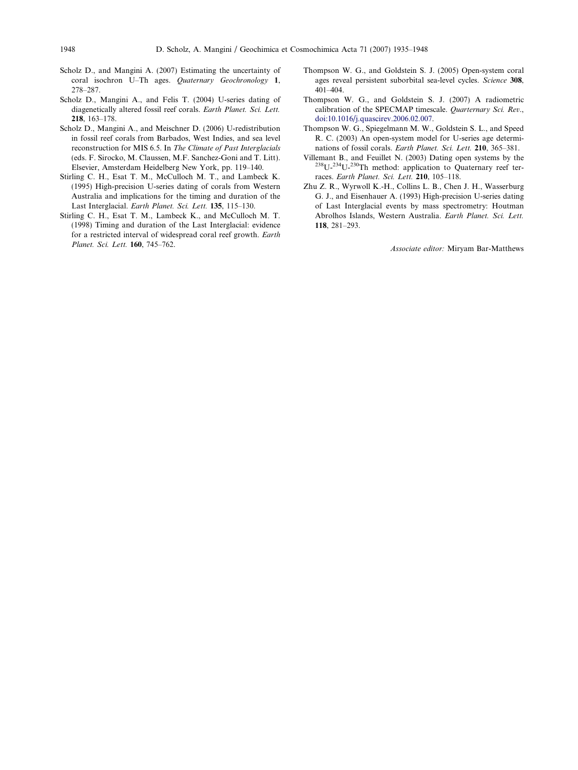Scholz D., and Mangini A. (2007) Estimating the uncertainty of coral isochron U–Th ages. *Quaternary Geochronology* **1**, 278–287.

Scholz D., Mangini A., and Felis T. (2004) U-series dating of diagenetically altered fossil reef corals. *Earth Planet. Sci. Lett.* **218**, 163–178.

Scholz D., Mangini A., and Meischner D. (2006) U-redistribution in fossil reef corals from Barbados, West Indies, and sea level reconstruction for MIS 6.5. In *The Climate of Past Interglacials* (eds. F. Sirocko, M. Claussen, M.F. Sanchez-Goni and T. Litt). Elsevier, Amsterdam Heidelberg New York, pp. 119–140.

Stirling C. H., Esat T. M., McCulloch M. T., and Lambeck K. (1995) High-precision U-series dating of corals from Western Australia and implications for the timing and duration of the Last Interglacial. *Earth Planet. Sci. Lett.* **135**, 115–130.

Stirling C. H., Esat T. M., Lambeck K., and McCulloch M. T. (1998) Timing and duration of the Last Interglacial: evidence for a restricted interval of widespread coral reef growth. *Earth Planet. Sci. Lett.* **160**, 745–762.

Thompson W. G., and Goldstein S. J. (2005) Open-system coral ages reveal persistent suborbital sea-level cycles. *Science* **308**, 401–404.

Thompson W. G., and Goldstein S. J. (2007) A radiometric calibration of the SPECMAP timescale. *Quarternary Sci. Rev.*, doi:10.1016/j.quascirev.2006.02.007.

Thompson W. G., Spiegelmann M. W., Goldstein S. L., and Speed R. C. (2003) An open-system model for U-series age determinations of fossil corals. *Earth Planet. Sci. Lett.* **210**, 365–381.

Villemant B., and Feuillet N. (2003) Dating open systems by the $^{238}$U-$^{234}$U-$^{230}$Th method: application to Quaternary reef terraces. *Earth Planet. Sci. Lett.* **210**, 105–118.

Zhu Z. R., Wyrwoll K.-H., Collins L. B., Chen J. H., Wasserburg G. J., and Eisenhauer A. (1993) High-precision U-series dating of Last Interglacial events by mass spectrometry: Houtman Abrolhos Islands, Western Australia. *Earth Planet. Sci. Lett.* **118**, 281–293.

*Associate editor:* Miryam Bar-Matthews